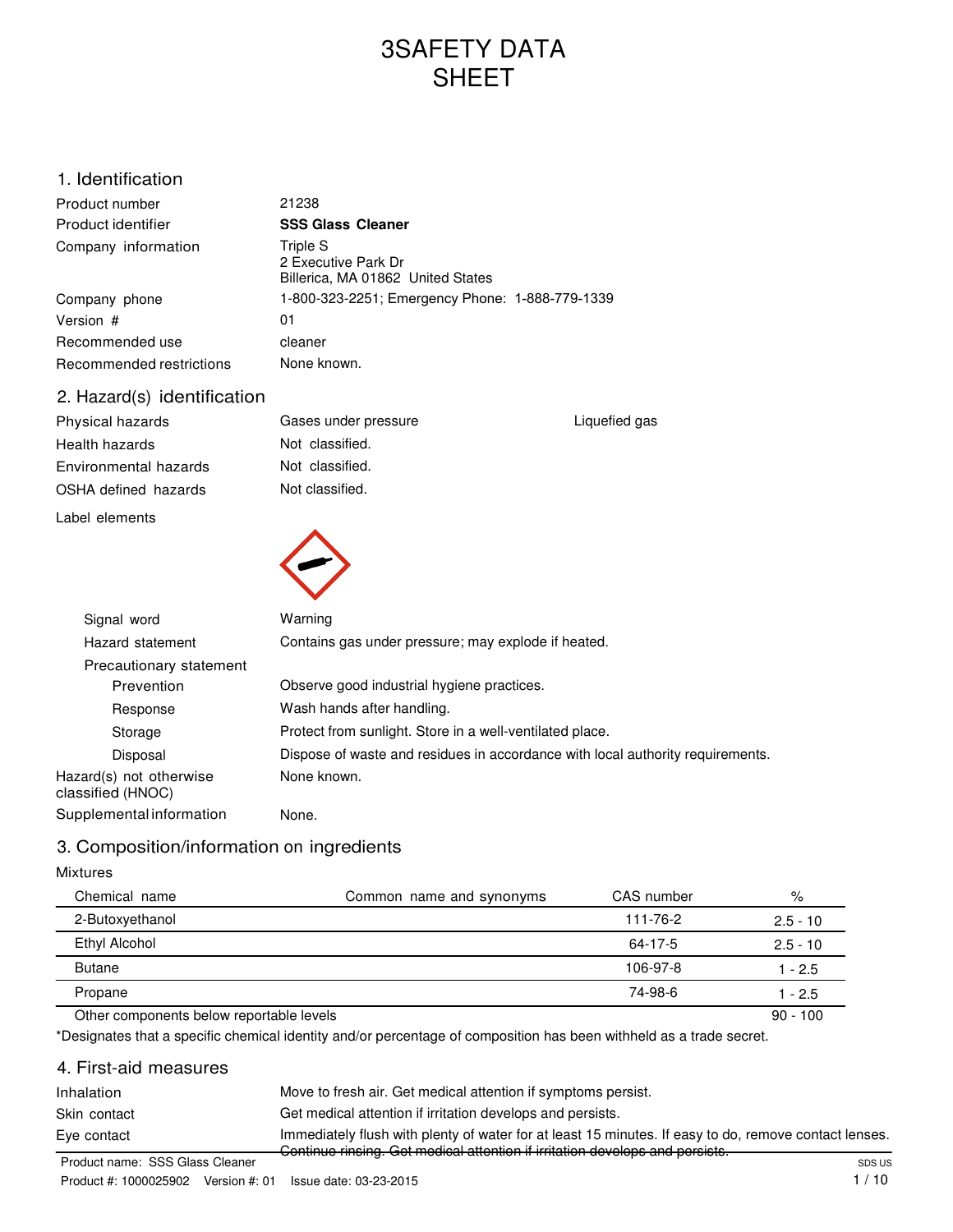# 3SAFETY DATA SHEET

## 1. Identification

| | |
|---|---|
| Product number | 21238 |
| Product identifier | **SSS Glass Cleaner** |
| Company information | Triple S<br>2 Executive Park Dr<br>Billerica, MA 01862 United States |
| Company phone | 1-800-323-2251; Emergency Phone: 1-888-779-1339 |
| Version # | 01 |
| Recommended use | cleaner |
| Recommended restrictions | None known. |

## 2. Hazard(s) identification

| | | |
|---|---|---|
| Physical hazards | Gases under pressure | Liquefied gas |
| Health hazards | Not classified. | |
| Environmental hazards | Not classified. | |
| OSHA defined hazards | Not classified. | |

Label elements

| | |
|---|---|
| Signal word | Warning |
| Hazard statement | Contains gas under pressure; may explode if heated. |
| Precautionary statement | |
| Prevention | Observe good industrial hygiene practices. |
| Response | Wash hands after handling. |
| Storage | Protect from sunlight. Store in a well-ventilated place. |
| Disposal | Dispose of waste and residues in accordance with local authority requirements. |
| Hazard(s) not otherwise classified (HNOC) | None known. |
| Supplemental information | None. |

## 3. Composition/information on ingredients

Mixtures

| Chemical name | Common name and synonyms | CAS number | % |
|---|---|---|---|
| 2-Butoxyethanol | | 111-76-2 | 2.5 - 10 |
| Ethyl Alcohol | | 64-17-5 | 2.5 - 10 |
| Butane | | 106-97-8 | 1 - 2.5 |
| Propane | | 74-98-6 | 1 - 2.5 |
| Other components below reportable levels | | | 90 - 100 |

*Designates that a specific chemical identity and/or percentage of composition has been withheld as a trade secret.

## 4. First-aid measures

| | |
|---|---|
| Inhalation | Move to fresh air. Get medical attention if symptoms persist. |
| Skin contact | Get medical attention if irritation develops and persists. |
| Eye contact | Immediately flush with plenty of water for at least 15 minutes. If easy to do, remove contact lenses. Continue rinsing. Get medical attention if irritation develops and persists. |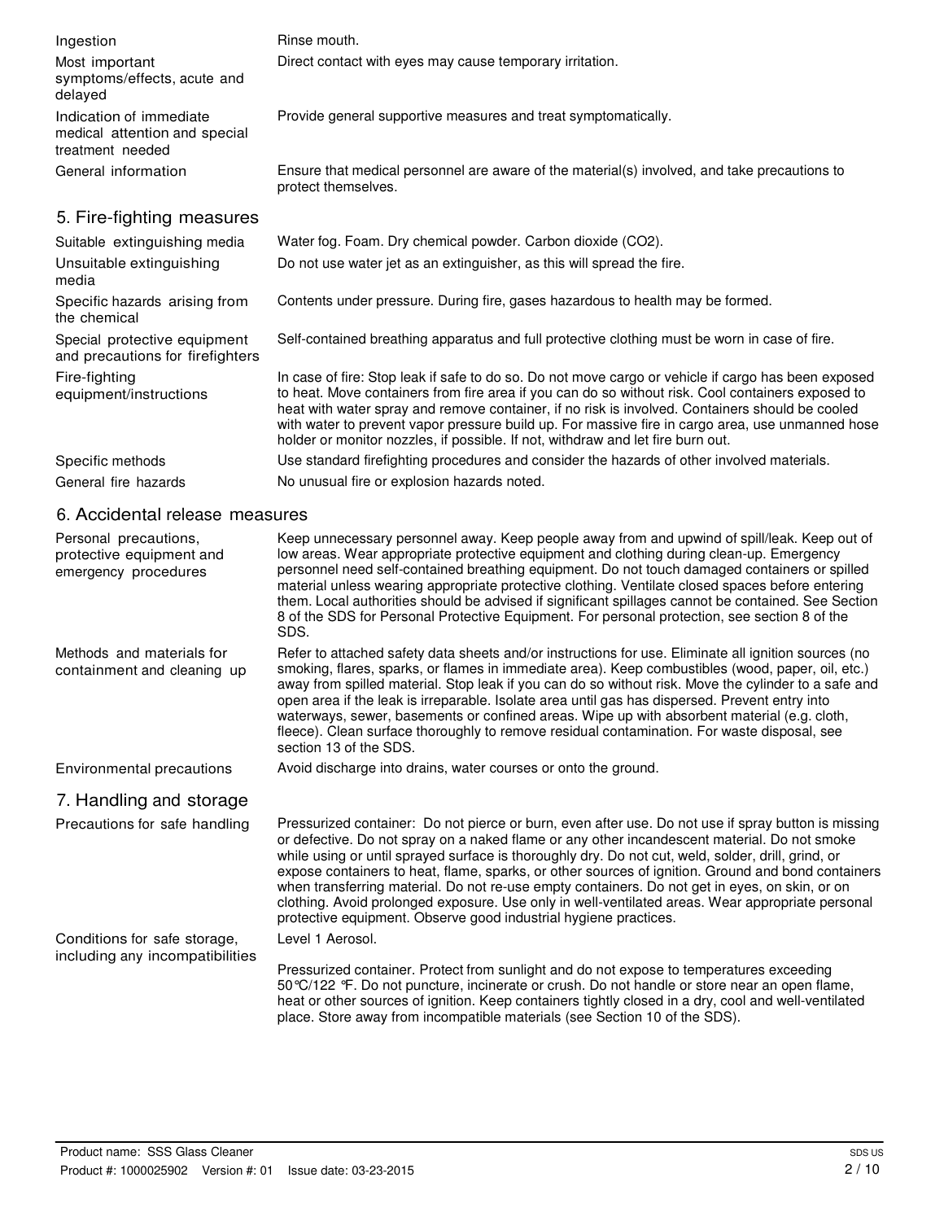| | |
|---|---|
| Ingestion | Rinse mouth. |
| Most important symptoms/effects, acute and delayed | Direct contact with eyes may cause temporary irritation. |
| Indication of immediate medical attention and special treatment needed | Provide general supportive measures and treat symptomatically. |
| General information | Ensure that medical personnel are aware of the material(s) involved, and take precautions to protect themselves. |

## 5. Fire-fighting measures

| | |
|---|---|
| Suitable extinguishing media | Water fog. Foam. Dry chemical powder. Carbon dioxide ($CO_2$). |
| Unsuitable extinguishing media | Do not use water jet as an extinguisher, as this will spread the fire. |
| Specific hazards arising from the chemical | Contents under pressure. During fire, gases hazardous to health may be formed. |
| Special protective equipment and precautions for firefighters | Self-contained breathing apparatus and full protective clothing must be worn in case of fire. |
| Fire-fighting equipment/instructions | In case of fire: Stop leak if safe to do so. Do not move cargo or vehicle if cargo has been exposed to heat. Move containers from fire area if you can do so without risk. Cool containers exposed to heat with water spray and remove container, if no risk is involved. Containers should be cooled with water to prevent vapor pressure build up. For massive fire in cargo area, use unmanned hose holder or monitor nozzles, if possible. If not, withdraw and let fire burn out. |
| Specific methods | Use standard firefighting procedures and consider the hazards of other involved materials. |
| General fire hazards | No unusual fire or explosion hazards noted. |

## 6. Accidental release measures

| | |
|---|---|
| Personal precautions, protective equipment and emergency procedures | Keep unnecessary personnel away. Keep people away from and upwind of spill/leak. Keep out of low areas. Wear appropriate protective equipment and clothing during clean-up. Emergency personnel need self-contained breathing equipment. Do not touch damaged containers or spilled material unless wearing appropriate protective clothing. Ventilate closed spaces before entering them. Local authorities should be advised if significant spillages cannot be contained. See Section 8 of the SDS for Personal Protective Equipment. For personal protection, see section 8 of the SDS. |
| Methods and materials for containment and cleaning up | Refer to attached safety data sheets and/or instructions for use. Eliminate all ignition sources (no smoking, flares, sparks, or flames in immediate area). Keep combustibles (wood, paper, oil, etc.) away from spilled material. Stop leak if you can do so without risk. Move the cylinder to a safe and open area if the leak is irreparable. Isolate area until gas has dispersed. Prevent entry into waterways, sewer, basements or confined areas. Wipe up with absorbent material (e.g. cloth, fleece). Clean surface thoroughly to remove residual contamination. For waste disposal, see section 13 of the SDS. |
| Environmental precautions | Avoid discharge into drains, water courses or onto the ground. |

## 7. Handling and storage

| | |
|---|---|
| Precautions for safe handling | Pressurized container: Do not pierce or burn, even after use. Do not use if spray button is missing or defective. Do not spray on a naked flame or any other incandescent material. Do not smoke while using or until sprayed surface is thoroughly dry. Do not cut, weld, solder, drill, grind, or expose containers to heat, flame, sparks, or other sources of ignition. Ground and bond containers when transferring material. Do not re-use empty containers. Do not get in eyes, on skin, or on clothing. Avoid prolonged exposure. Use only in well-ventilated areas. Wear appropriate personal protective equipment. Observe good industrial hygiene practices. |
| Conditions for safe storage, including any incompatibilities | Level 1 Aerosol.<br><br>Pressurized container. Protect from sunlight and do not expose to temperatures exceeding 50°C/122 °F. Do not puncture, incinerate or crush. Do not handle or store near an open flame, heat or other sources of ignition. Keep containers tightly closed in a dry, cool and well-ventilated place. Store away from incompatible materials (see Section 10 of the SDS). |

Product name: SSS Glass Cleaner
Product #: 1000025902 Version #: 01 Issue date: 03-23-2015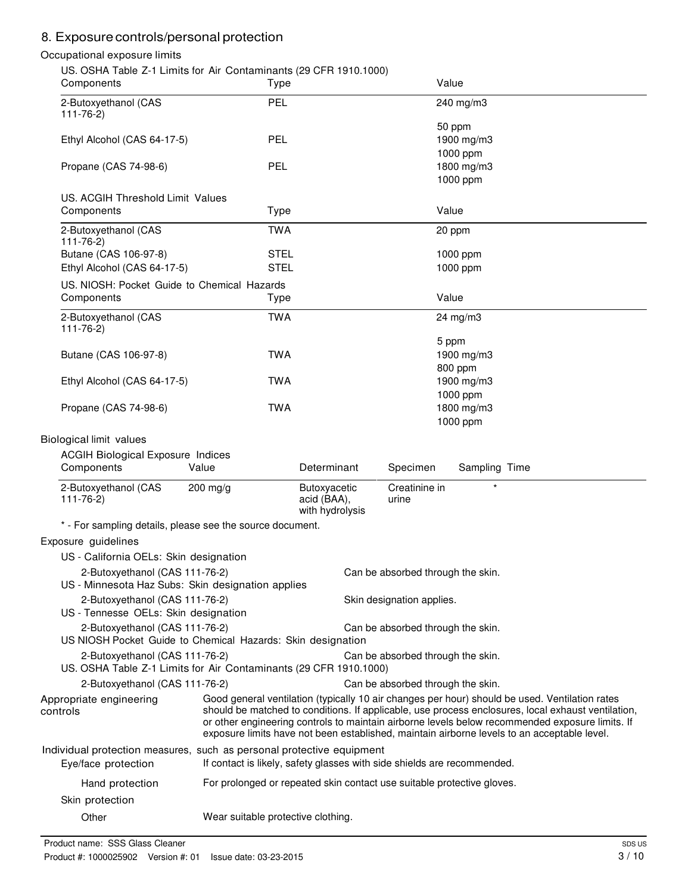## 8. Exposure controls/personal protection

### Occupational exposure limits

US. OSHA Table Z-1 Limits for Air Contaminants (29 CFR 1910.1000)

| Components | Type | Value |
|---|---|---|
| 2-Butoxyethanol (CAS 111-76-2) | PEL | 240 mg/m3 |
| | | 50 ppm |
| Ethyl Alcohol (CAS 64-17-5) | PEL | 1900 mg/m3 |
| | | 1000 ppm |
| Propane (CAS 74-98-6) | PEL | 1800 mg/m3 |
| | | 1000 ppm |

US. ACGIH Threshold Limit Values

| Components | Type | Value |
|---|---|---|
| 2-Butoxyethanol (CAS 111-76-2) | TWA | 20 ppm |
| Butane (CAS 106-97-8) | STEL | 1000 ppm |
| Ethyl Alcohol (CAS 64-17-5) | STEL | 1000 ppm |

US. NIOSH: Pocket Guide to Chemical Hazards

| Components | Type | Value |
|---|---|---|
| 2-Butoxyethanol (CAS 111-76-2) | TWA | 24 mg/m3 |
| | | 5 ppm |
| Butane (CAS 106-97-8) | TWA | 1900 mg/m3 |
| | | 800 ppm |
| Ethyl Alcohol (CAS 64-17-5) | TWA | 1900 mg/m3 |
| | | 1000 ppm |
| Propane (CAS 74-98-6) | TWA | 1800 mg/m3 |
| | | 1000 ppm |

### Biological limit values

ACGIH Biological Exposure Indices

| Components | Value | Determinant | Specimen | Sampling Time |
|---|---|---|---|---|
| 2-Butoxyethanol (CAS 111-76-2) | 200 mg/g | Butoxyacetic acid (BAA), with hydrolysis | Creatinine in urine | * |

\* - For sampling details, please see the source document.

### Exposure guidelines

US - California OELs: Skin designation

| | |
|---|---|
| 2-Butoxyethanol (CAS 111-76-2) | Can be absorbed through the skin. |

US - Minnesota Haz Subs: Skin designation applies

| | |
|---|---|
| 2-Butoxyethanol (CAS 111-76-2) | Skin designation applies. |

US - Tennesse OELs: Skin designation

| | |
|---|---|
| 2-Butoxyethanol (CAS 111-76-2) | Can be absorbed through the skin. |

US NIOSH Pocket Guide to Chemical Hazards: Skin designation

| | |
|---|---|
| 2-Butoxyethanol (CAS 111-76-2) | Can be absorbed through the skin. |

US. OSHA Table Z-1 Limits for Air Contaminants (29 CFR 1910.1000)

| | |
|---|---|
| 2-Butoxyethanol (CAS 111-76-2) | Can be absorbed through the skin. |

**Appropriate engineering controls**

Good general ventilation (typically 10 air changes per hour) should be used. Ventilation rates should be matched to conditions. If applicable, use process enclosures, local exhaust ventilation, or other engineering controls to maintain airborne levels below recommended exposure limits. If exposure limits have not been established, maintain airborne levels to an acceptable level.

### Individual protection measures, such as personal protective equipment

**Eye/face protection**

If contact is likely, safety glasses with side shields are recommended.

**Hand protection**

For prolonged or repeated skin contact use suitable protective gloves.

**Skin protection**

**Other**

Wear suitable protective clothing.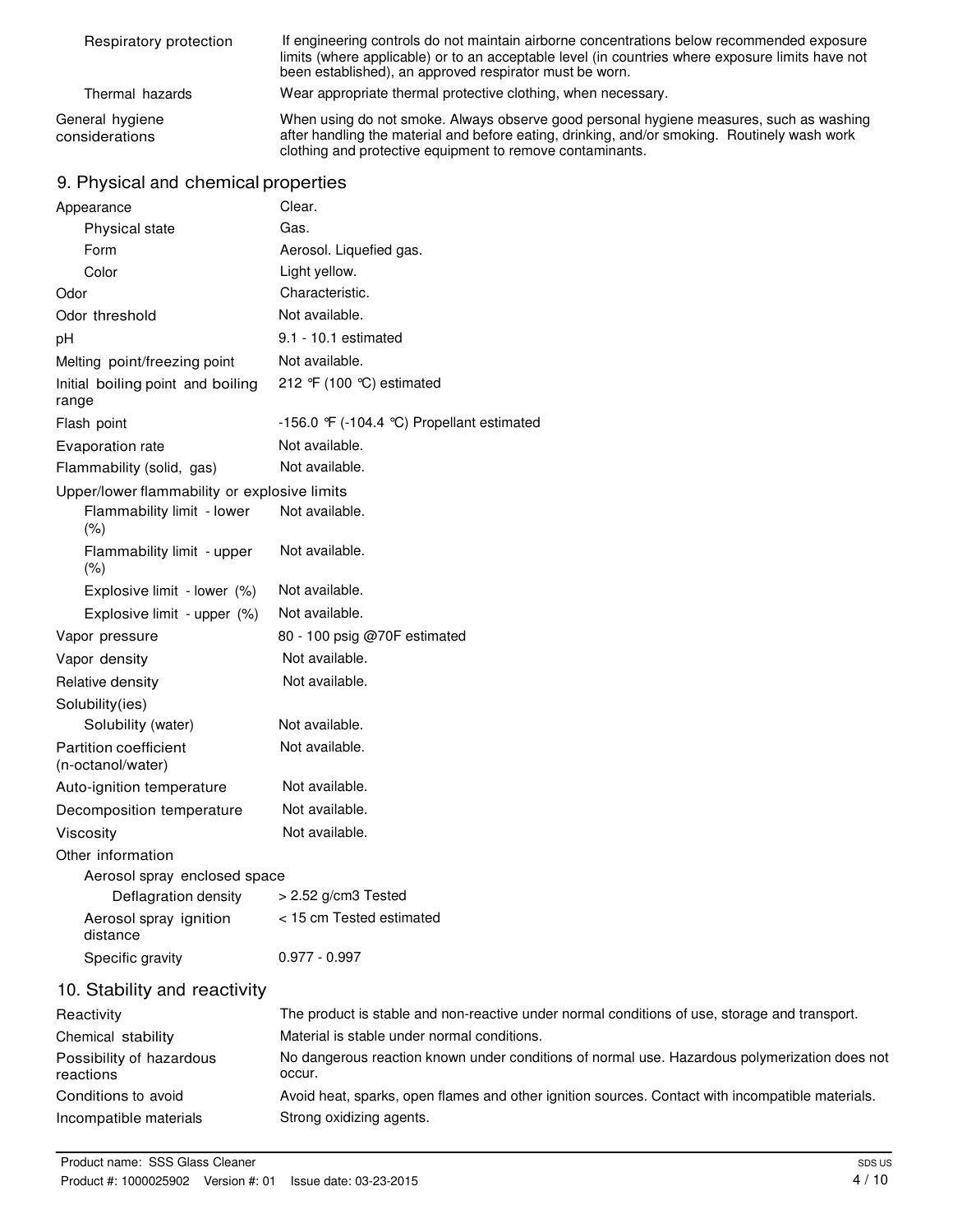| | |
|---|---|
| Respiratory protection | If engineering controls do not maintain airborne concentrations below recommended exposure limits (where applicable) or to an acceptable level (in countries where exposure limits have not been established), an approved respirator must be worn. |
| Thermal hazards | Wear appropriate thermal protective clothing, when necessary. |
| General hygiene considerations | When using do not smoke. Always observe good personal hygiene measures, such as washing after handling the material and before eating, drinking, and/or smoking. Routinely wash work clothing and protective equipment to remove contaminants. |

## 9. Physical and chemical properties

| | |
|---|---|
| Appearance | Clear. |
| Physical state | Gas. |
| Form | Aerosol. Liquefied gas. |
| Color | Light yellow. |
| Odor | Characteristic. |
| Odor threshold | Not available. |
| pH | 9.1 - 10.1 estimated |
| Melting point/freezing point | Not available. |
| Initial boiling point and boiling range | 212 °F (100 °C) estimated |
| Flash point | -156.0 °F (-104.4 °C) Propellant estimated |
| Evaporation rate | Not available. |
| Flammability (solid, gas) | Not available. |
| Upper/lower flammability or explosive limits | |
| Flammability limit - lower (%) | Not available. |
| Flammability limit - upper (%) | Not available. |
| Explosive limit - lower (%) | Not available. |
| Explosive limit - upper (%) | Not available. |
| Vapor pressure | 80 - 100 psig @70F estimated |
| Vapor density | Not available. |
| Relative density | Not available. |
| Solubility(ies) | |
| Solubility (water) | Not available. |
| Partition coefficient (n-octanol/water) | Not available. |
| Auto-ignition temperature | Not available. |
| Decomposition temperature | Not available. |
| Viscosity | Not available. |
| Other information | |
| Aerosol spray enclosed space | |
| Deflagration density | > 2.52 g/cm3 Tested |
| Aerosol spray ignition distance | < 15 cm Tested estimated |
| Specific gravity | 0.977 - 0.997 |

## 10. Stability and reactivity

| | |
|---|---|
| Reactivity | The product is stable and non-reactive under normal conditions of use, storage and transport. |
| Chemical stability | Material is stable under normal conditions. |
| Possibility of hazardous reactions | No dangerous reaction known under conditions of normal use. Hazardous polymerization does not occur. |
| Conditions to avoid | Avoid heat, sparks, open flames and other ignition sources. Contact with incompatible materials. |
| Incompatible materials | Strong oxidizing agents. |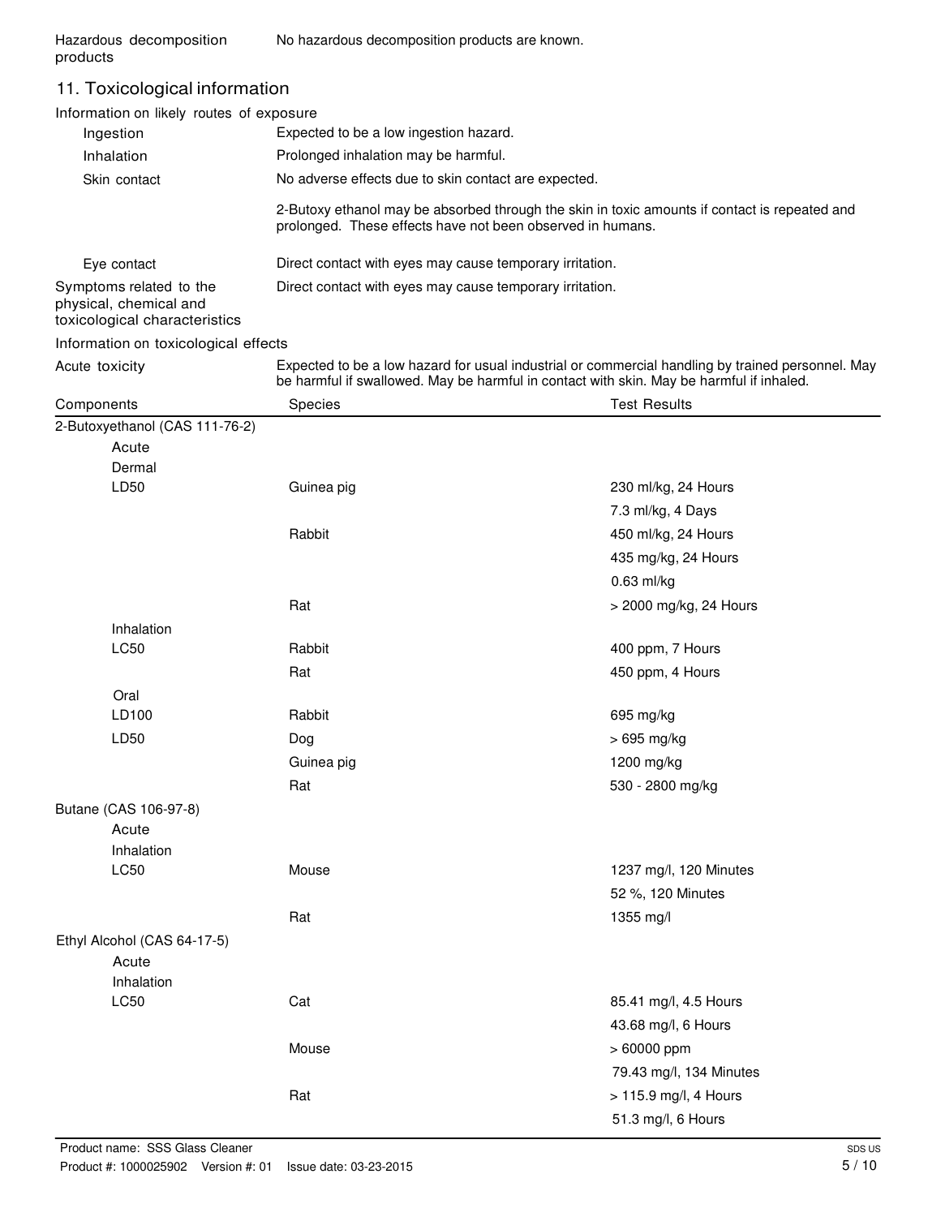| | |
|---|---|
| Hazardous decomposition products | No hazardous decomposition products are known. |

## 11. Toxicological information

**Information on likely routes of exposure**

| | |
|---|---|
| Ingestion | Expected to be a low ingestion hazard. |
| Inhalation | Prolonged inhalation may be harmful. |
| Skin contact | No adverse effects due to skin contact are expected.<br><br>2-Butoxy ethanol may be absorbed through the skin in toxic amounts if contact is repeated and prolonged. These effects have not been observed in humans. |
| Eye contact | Direct contact with eyes may cause temporary irritation. |
| Symptoms related to the physical, chemical and toxicological characteristics | Direct contact with eyes may cause temporary irritation. |

**Information on toxicological effects**

| | |
|---|---|
| Acute toxicity | Expected to be a low hazard for usual industrial or commercial handling by trained personnel. May be harmful if swallowed. May be harmful in contact with skin. May be harmful if inhaled. |

| Components | Species | Test Results |
|---|---|---|
| 2-Butoxyethanol (CAS 111-76-2) | | |
| Acute | | |
| Dermal | | |
| LD50 | Guinea pig | 230 ml/kg, 24 Hours |
| | | 7.3 ml/kg, 4 Days |
| | Rabbit | 450 ml/kg, 24 Hours |
| | | 435 mg/kg, 24 Hours |
| | | 0.63 ml/kg |
| | Rat | > 2000 mg/kg, 24 Hours |
| Inhalation | | |
| LC50 | Rabbit | 400 ppm, 7 Hours |
| | Rat | 450 ppm, 4 Hours |
| Oral | | |
| LD100 | Rabbit | 695 mg/kg |
| LD50 | Dog | > 695 mg/kg |
| | Guinea pig | 1200 mg/kg |
| | Rat | 530 - 2800 mg/kg |
| Butane (CAS 106-97-8) | | |
| Acute | | |
| Inhalation | | |
| LC50 | Mouse | 1237 mg/l, 120 Minutes |
| | | 52 %, 120 Minutes |
| | Rat | 1355 mg/l |
| Ethyl Alcohol (CAS 64-17-5) | | |
| Acute | | |
| Inhalation | | |
| LC50 | Cat | 85.41 mg/l, 4.5 Hours |
| | | 43.68 mg/l, 6 Hours |
| | Mouse | > 60000 ppm |
| | | 79.43 mg/l, 134 Minutes |
| | Rat | > 115.9 mg/l, 4 Hours |
| | | 51.3 mg/l, 6 Hours |

Product name: SSS Glass Cleaner
Product #: 1000025902 Version #: 01 Issue date: 03-23-2015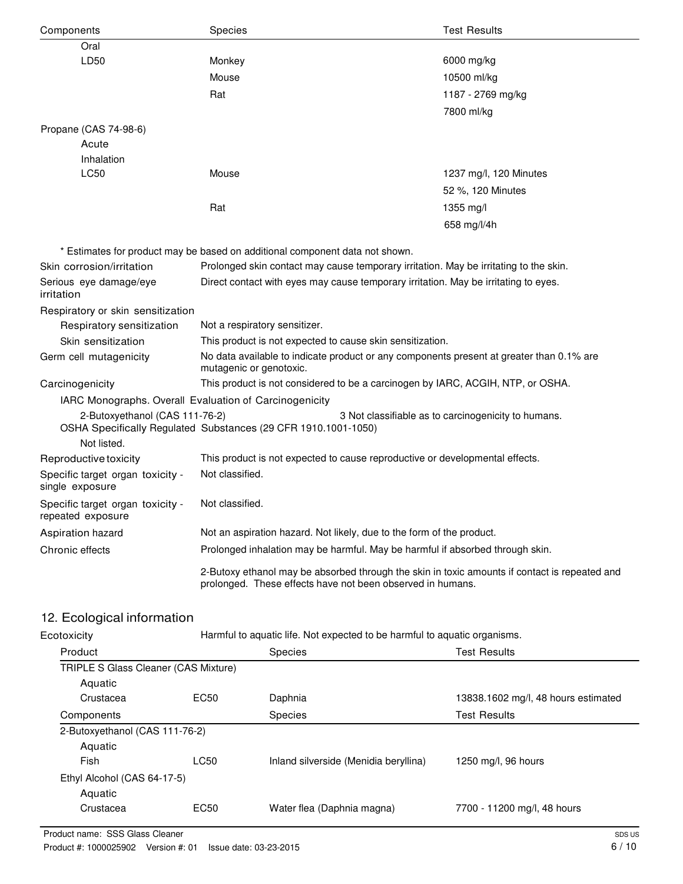| Components | Species | Test Results |
|---|---|---|
| Oral | | |
| LD50 | Monkey | 6000 mg/kg |
| | Mouse | 10500 ml/kg |
| | Rat | 1187 - 2769 mg/kg |
| | | 7800 ml/kg |
| Propane (CAS 74-98-6) | | |
| Acute | | |
| Inhalation | | |
| LC50 | Mouse | 1237 mg/l, 120 Minutes |
| | | 52 %, 120 Minutes |
| | Rat | 1355 mg/l |
| | | 658 mg/l/4h |

* Estimates for product may be based on additional component data not shown.

**Skin corrosion/irritation:** Prolonged skin contact may cause temporary irritation. May be irritating to the skin.

**Serious eye damage/eye irritation:** Direct contact with eyes may cause temporary irritation. May be irritating to eyes.

**Respiratory or skin sensitization**

- **Respiratory sensitization:** Not a respiratory sensitizer.
- **Skin sensitization:** This product is not expected to cause skin sensitization.

**Germ cell mutagenicity:** No data available to indicate product or any components present at greater than 0.1% are mutagenic or genotoxic.

**Carcinogenicity:** This product is not considered to be a carcinogen by IARC, ACGIH, NTP, or OSHA.

IARC Monographs. Overall Evaluation of Carcinogenicity

2-Butoxyethanol (CAS 111-76-2) 3 Not classifiable as to carcinogenicity to humans.

OSHA Specifically Regulated Substances (29 CFR 1910.1001-1050)

Not listed.

**Reproductive toxicity:** This product is not expected to cause reproductive or developmental effects.

**Specific target organ toxicity - single exposure:** Not classified.

**Specific target organ toxicity - repeated exposure:** Not classified.

**Aspiration hazard:** Not an aspiration hazard. Not likely, due to the form of the product.

**Chronic effects:** Prolonged inhalation may be harmful. May be harmful if absorbed through skin.

2-Butoxy ethanol may be absorbed through the skin in toxic amounts if contact is repeated and prolonged. These effects have not been observed in humans.

## 12. Ecological information

**Ecotoxicity:** Harmful to aquatic life. Not expected to be harmful to aquatic organisms.

| Product | | Species | Test Results |
|---|---|---|---|
| TRIPLE S Glass Cleaner (CAS Mixture) | | | |
| Aquatic | | | |
| Crustacea | EC50 | Daphnia | 13838.1602 mg/l, 48 hours estimated |

| Components | | Species | Test Results |
|---|---|---|---|
| 2-Butoxyethanol (CAS 111-76-2) | | | |
| Aquatic | | | |
| Fish | LC50 | Inland silverside (Menidia beryllina) | 1250 mg/l, 96 hours |
| Ethyl Alcohol (CAS 64-17-5) | | | |
| Aquatic | | | |
| Crustacea | EC50 | Water flea (Daphnia magna) | 7700 - 11200 mg/l, 48 hours |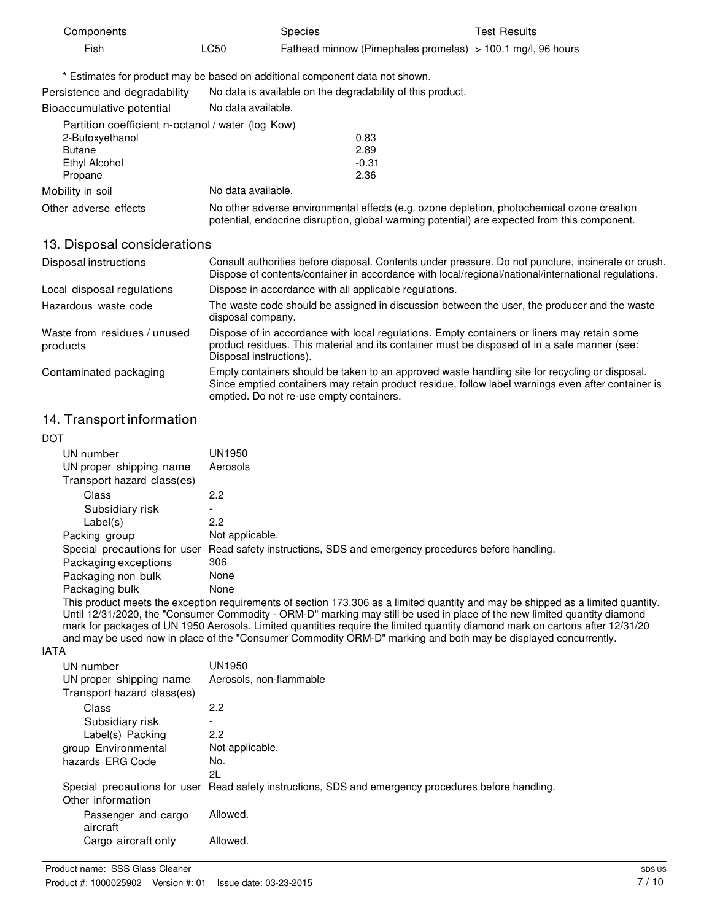| Components | | Species | Test Results |
|---|---|---|---|
| Fish | LC50 | Fathead minnow (Pimephales promelas) | > 100.1 mg/l, 96 hours |

\* Estimates for product may be based on additional component data not shown.

**Persistence and degradability** No data is available on the degradability of this product.

**Bioaccumulative potential** No data available.

Partition coefficient n-octanol / water (log Kow)

| | |
|---|---|
| 2-Butoxyethanol | 0.83 |
| Butane | 2.89 |
| Ethyl Alcohol | -0.31 |
| Propane | 2.36 |

**Mobility in soil** No data available.

**Other adverse effects** No other adverse environmental effects (e.g. ozone depletion, photochemical ozone creation potential, endocrine disruption, global warming potential) are expected from this component.

## 13. Disposal considerations

**Disposal instructions** Consult authorities before disposal. Contents under pressure. Do not puncture, incinerate or crush. Dispose of contents/container in accordance with local/regional/national/international regulations.

**Local disposal regulations** Dispose in accordance with all applicable regulations.

**Hazardous waste code** The waste code should be assigned in discussion between the user, the producer and the waste disposal company.

**Waste from residues / unused products** Dispose of in accordance with local regulations. Empty containers or liners may retain some product residues. This material and its container must be disposed of in a safe manner (see: Disposal instructions).

**Contaminated packaging** Empty containers should be taken to an approved waste handling site for recycling or disposal. Since emptied containers may retain product residue, follow label warnings even after container is emptied. Do not re-use empty containers.

## 14. Transport information

**DOT**

| | |
|---|---|
| UN number | UN1950 |
| UN proper shipping name | Aerosols |
| Transport hazard class(es) | |
| Class | 2.2 |
| Subsidiary risk | - |
| Label(s) | 2.2 |
| Packing group | Not applicable. |
| Special precautions for user | Read safety instructions, SDS and emergency procedures before handling. |
| Packaging exceptions | 306 |
| Packaging non bulk | None |
| Packaging bulk | None |

This product meets the exception requirements of section 173.306 as a limited quantity and may be shipped as a limited quantity. Until 12/31/2020, the "Consumer Commodity - ORM-D" marking may still be used in place of the new limited quantity diamond mark for packages of UN 1950 Aerosols. Limited quantities require the limited quantity diamond mark on cartons after 12/31/20 and may be used now in place of the "Consumer Commodity ORM-D" marking and both may be displayed concurrently.

**IATA**

| | |
|---|---|
| UN number | UN1950 |
| UN proper shipping name | Aerosols, non-flammable |
| Transport hazard class(es) | |
| Class | 2.2 |
| Subsidiary risk | - |
| Label(s) | 2.2 |
| Packing group | Not applicable. |
| Environmental hazards | No. |
| ERG Code | 2L |
| Special precautions for user | Read safety instructions, SDS and emergency procedures before handling. |
| Other information | |
| Passenger and cargo aircraft | Allowed. |
| Cargo aircraft only | Allowed. |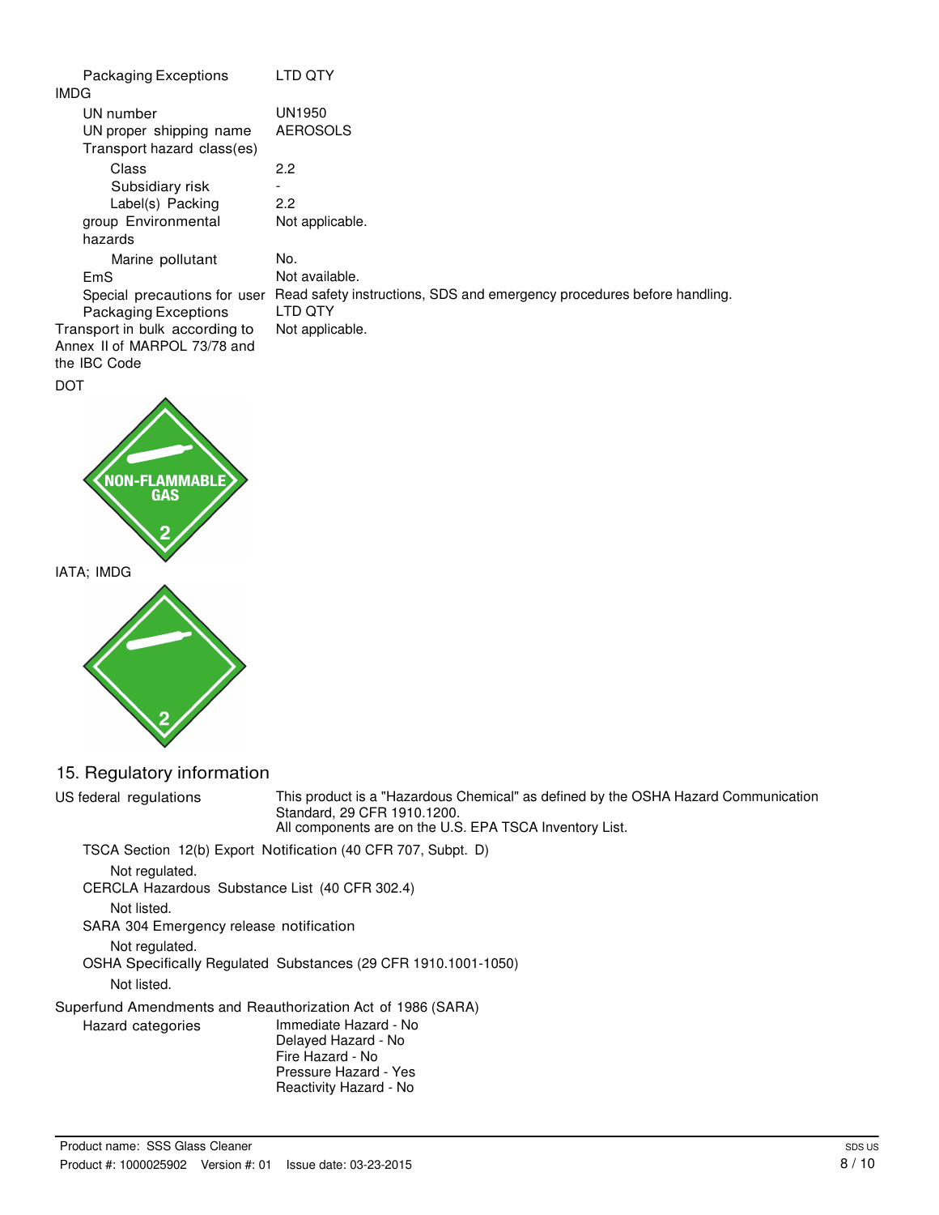| | |
|---|---|
| Packaging Exceptions | LTD QTY |

**IMDG**

| | |
|---|---|
| UN number | UN1950 |
| UN proper shipping name | AEROSOLS |
| Transport hazard class(es) | |
| Class | 2.2 |
| Subsidiary risk | - |
| Label(s) | 2.2 |
| Packing group | Not applicable. |
| Environmental hazards | |
| Marine pollutant | No. |
| EmS | Not available. |
| Special precautions for user | Read safety instructions, SDS and emergency procedures before handling. |
| Packaging Exceptions | LTD QTY |
| Transport in bulk according to Annex II of MARPOL 73/78 and the IBC Code | Not applicable. |

DOT

IATA; IMDG

## 15. Regulatory information

**US federal regulations**

This product is a "Hazardous Chemical" as defined by the OSHA Hazard Communication Standard, 29 CFR 1910.1200.
All components are on the U.S. EPA TSCA Inventory List.

TSCA Section 12(b) Export Notification (40 CFR 707, Subpt. D)

Not regulated.

CERCLA Hazardous Substance List (40 CFR 302.4)

Not listed.

SARA 304 Emergency release notification

Not regulated.

OSHA Specifically Regulated Substances (29 CFR 1910.1001-1050)

Not listed.

**Superfund Amendments and Reauthorization Act of 1986 (SARA)**

Hazard categories

- Immediate Hazard - No
- Delayed Hazard - No
- Fire Hazard - No
- Pressure Hazard - Yes
- Reactivity Hazard - No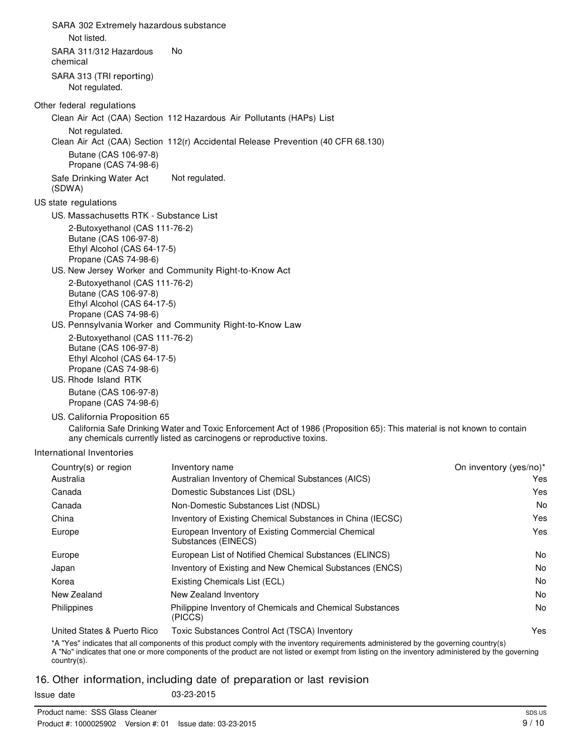SARA 302 Extremely hazardous substance

Not listed.

SARA 311/312 Hazardous chemical: No

SARA 313 (TRI reporting)

Not regulated.

Other federal regulations

Clean Air Act (CAA) Section 112 Hazardous Air Pollutants (HAPs) List

Not regulated.

Clean Air Act (CAA) Section 112(r) Accidental Release Prevention (40 CFR 68.130)

Butane (CAS 106-97-8)
Propane (CAS 74-98-6)

Safe Drinking Water Act (SDWA): Not regulated.

US state regulations

US. Massachusetts RTK - Substance List

2-Butoxyethanol (CAS 111-76-2)
Butane (CAS 106-97-8)
Ethyl Alcohol (CAS 64-17-5)
Propane (CAS 74-98-6)

US. New Jersey Worker and Community Right-to-Know Act

2-Butoxyethanol (CAS 111-76-2)
Butane (CAS 106-97-8)
Ethyl Alcohol (CAS 64-17-5)
Propane (CAS 74-98-6)

US. Pennsylvania Worker and Community Right-to-Know Law

2-Butoxyethanol (CAS 111-76-2)
Butane (CAS 106-97-8)
Ethyl Alcohol (CAS 64-17-5)
Propane (CAS 74-98-6)

US. Rhode Island RTK

Butane (CAS 106-97-8)
Propane (CAS 74-98-6)

US. California Proposition 65

California Safe Drinking Water and Toxic Enforcement Act of 1986 (Proposition 65): This material is not known to contain any chemicals currently listed as carcinogens or reproductive toxins.

International Inventories

| Country(s) or region | Inventory name | On inventory (yes/no)* |
|---|---|---|
| Australia | Australian Inventory of Chemical Substances (AICS) | Yes |
| Canada | Domestic Substances List (DSL) | Yes |
| Canada | Non-Domestic Substances List (NDSL) | No |
| China | Inventory of Existing Chemical Substances in China (IECSC) | Yes |
| Europe | European Inventory of Existing Commercial Chemical Substances (EINECS) | Yes |
| Europe | European List of Notified Chemical Substances (ELINCS) | No |
| Japan | Inventory of Existing and New Chemical Substances (ENCS) | No |
| Korea | Existing Chemicals List (ECL) | No |
| New Zealand | New Zealand Inventory | No |
| Philippines | Philippine Inventory of Chemicals and Chemical Substances (PICCS) | No |
| United States & Puerto Rico | Toxic Substances Control Act (TSCA) Inventory | Yes |

*A "Yes" indicates that all components of this product comply with the inventory requirements administered by the governing country(s)
A "No" indicates that one or more components of the product are not listed or exempt from listing on the inventory administered by the governing country(s).

## 16. Other information, including date of preparation or last revision

Issue date: 03-23-2015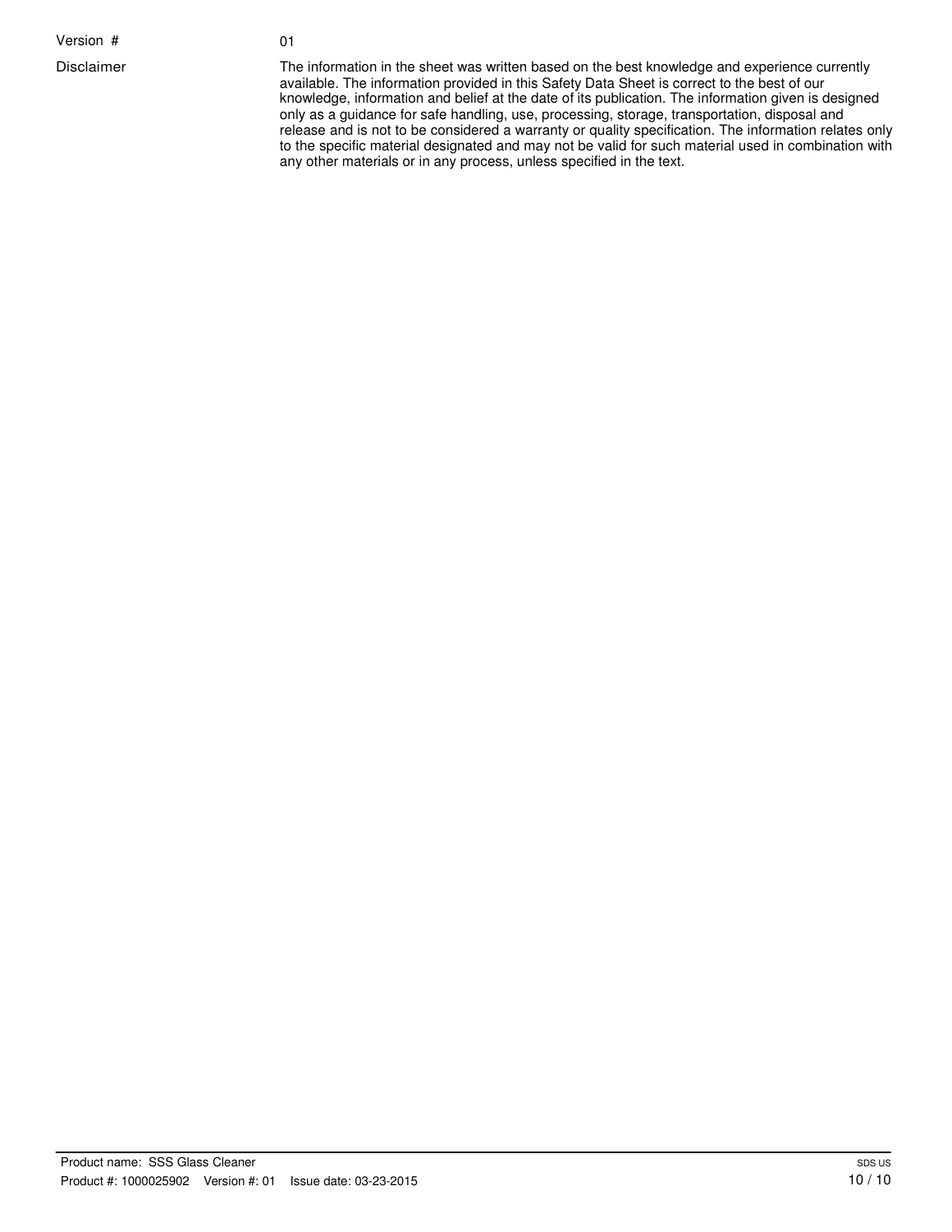| | |
|---|---|
| Version # | 01 |
| Disclaimer | The information in the sheet was written based on the best knowledge and experience currently available. The information provided in this Safety Data Sheet is correct to the best of our knowledge, information and belief at the date of its publication. The information given is designed only as a guidance for safe handling, use, processing, storage, transportation, disposal and release and is not to be considered a warranty or quality specification. The information relates only to the specific material designated and may not be valid for such material used in combination with any other materials or in any process, unless specified in the text. |